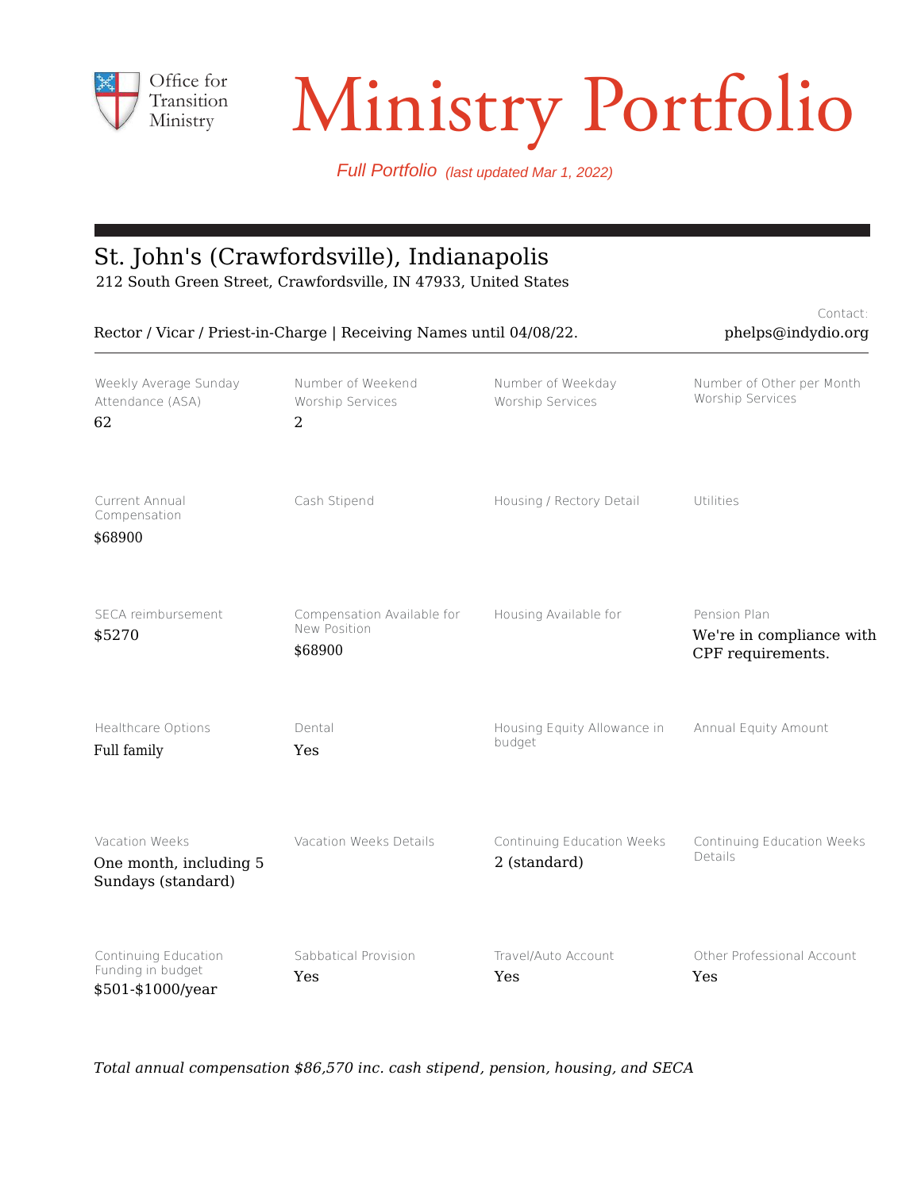Office for Transition Ministry

# Ministry Portfolio

*Full Portfolio (last updated Mar 1, 2022)*

## St. John's (Crawfordsville), Indianapolis

212 South Green Street, Crawfordsville, IN 47933, United States

Rector / Vicar / Priest-in-Charge | Receiving Names until 04/08/22.

Contact: phelps@indydio.org

| Weekly Average Sunday Attendance (ASA) | Number of Weekend Worship Services | Number of Weekday Worship Services | Number of Other per Month Worship Services |
|---|---|---|---|
| 62 | 2 | | |
| **Current Annual Compensation** | **Cash Stipend** | **Housing / Rectory Detail** | **Utilities** |
| $68900 | | | |
| **SECA reimbursement** | **Compensation Available for New Position** | **Housing Available for** | **Pension Plan** |
| $5270 | $68900 | | We're in compliance with CPF requirements. |
| **Healthcare Options** | **Dental** | **Housing Equity Allowance in budget** | **Annual Equity Amount** |
| Full family | Yes | | |
| **Vacation Weeks** | **Vacation Weeks Details** | **Continuing Education Weeks** | **Continuing Education Weeks Details** |
| One month, including 5 Sundays (standard) | | 2 (standard) | |
| **Continuing Education Funding in budget** | **Sabbatical Provision** | **Travel/Auto Account** | **Other Professional Account** |
| $501-$1000/year | Yes | Yes | Yes |

*Total annual compensation $86,570 inc. cash stipend, pension, housing, and SECA*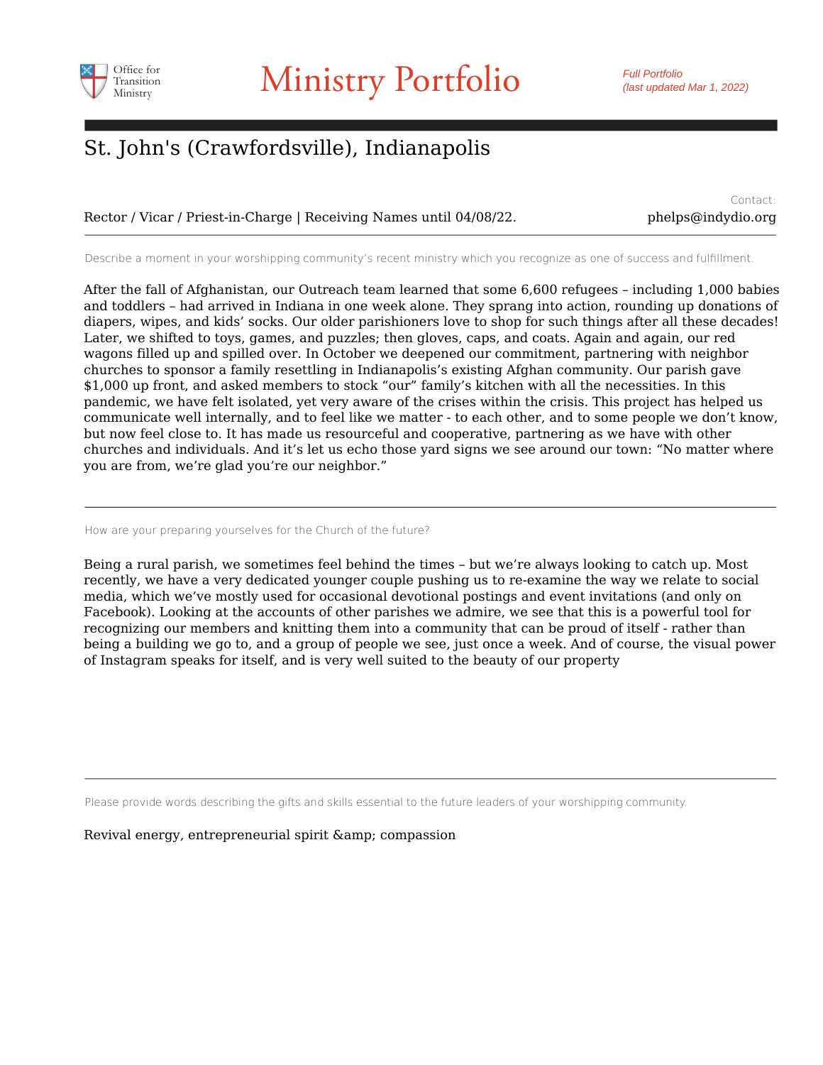# Ministry Portfolio

*Full Portfolio (last updated Mar 1, 2022)*

## St. John's (Crawfordsville), Indianapolis

Rector / Vicar / Priest-in-Charge | Receiving Names until 04/08/22.

Contact: phelps@indydio.org

---

Describe a moment in your worshipping community's recent ministry which you recognize as one of success and fulfillment.

After the fall of Afghanistan, our Outreach team learned that some 6,600 refugees – including 1,000 babies and toddlers – had arrived in Indiana in one week alone. They sprang into action, rounding up donations of diapers, wipes, and kids' socks. Our older parishioners love to shop for such things after all these decades! Later, we shifted to toys, games, and puzzles; then gloves, caps, and coats. Again and again, our red wagons filled up and spilled over. In October we deepened our commitment, partnering with neighbor churches to sponsor a family resettling in Indianapolis's existing Afghan community. Our parish gave $1,000 up front, and asked members to stock "our" family's kitchen with all the necessities. In this pandemic, we have felt isolated, yet very aware of the crises within the crisis. This project has helped us communicate well internally, and to feel like we matter - to each other, and to some people we don't know, but now feel close to. It has made us resourceful and cooperative, partnering as we have with other churches and individuals. And it's let us echo those yard signs we see around our town: "No matter where you are from, we're glad you're our neighbor."

---

How are your preparing yourselves for the Church of the future?

Being a rural parish, we sometimes feel behind the times – but we're always looking to catch up. Most recently, we have a very dedicated younger couple pushing us to re-examine the way we relate to social media, which we've mostly used for occasional devotional postings and event invitations (and only on Facebook). Looking at the accounts of other parishes we admire, we see that this is a powerful tool for recognizing our members and knitting them into a community that can be proud of itself - rather than being a building we go to, and a group of people we see, just once a week. And of course, the visual power of Instagram speaks for itself, and is very well suited to the beauty of our property

---

Please provide words describing the gifts and skills essential to the future leaders of your worshipping community.

Revival energy, entrepreneurial spirit &amp; compassion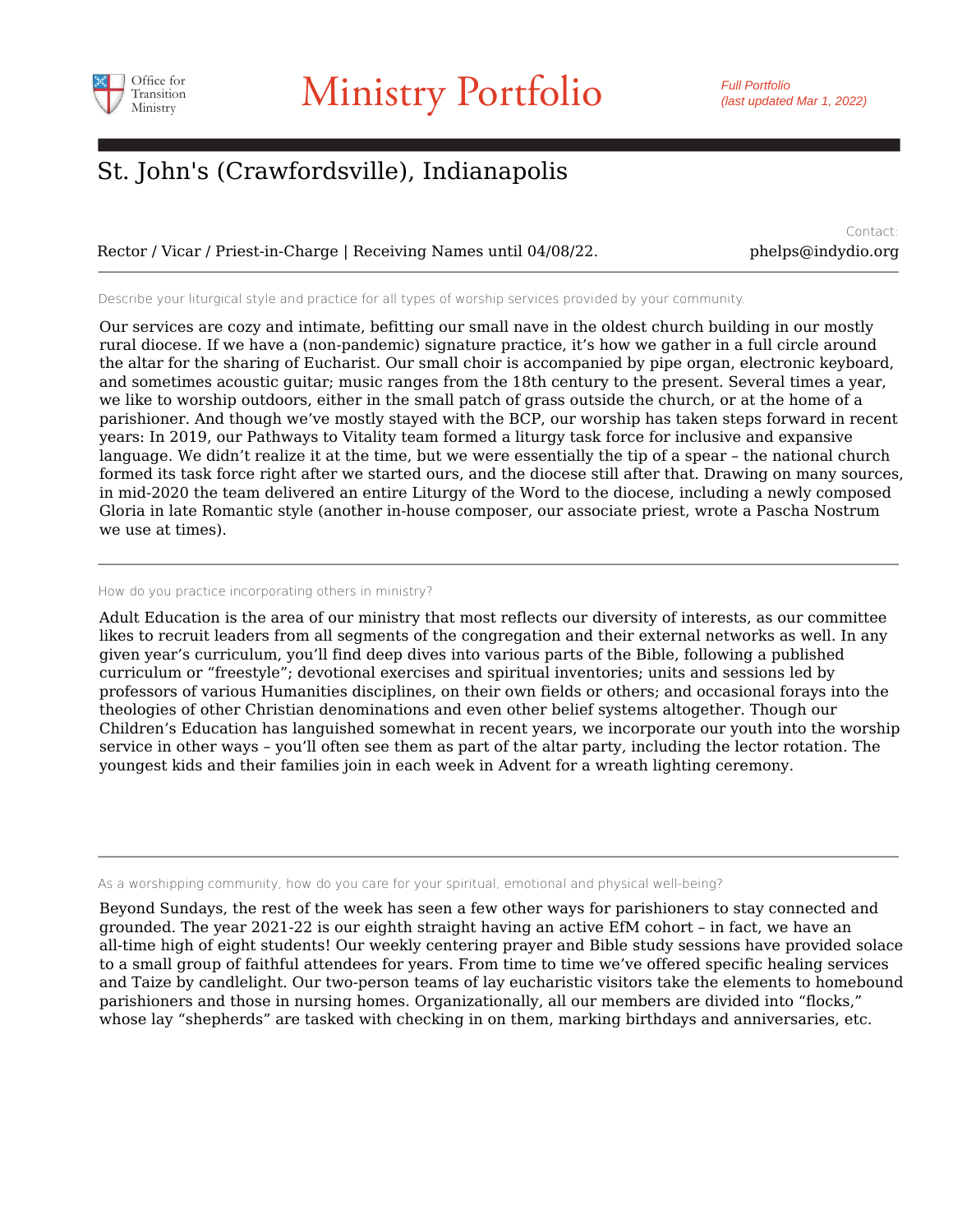# Ministry Portfolio

*Full Portfolio (last updated Mar 1, 2022)*

## St. John's (Crawfordsville), Indianapolis

Rector / Vicar / Priest-in-Charge | Receiving Names until 04/08/22.

Contact: phelps@indydio.org

---

Describe your liturgical style and practice for all types of worship services provided by your community.

Our services are cozy and intimate, befitting our small nave in the oldest church building in our mostly rural diocese. If we have a (non-pandemic) signature practice, it's how we gather in a full circle around the altar for the sharing of Eucharist. Our small choir is accompanied by pipe organ, electronic keyboard, and sometimes acoustic guitar; music ranges from the 18th century to the present. Several times a year, we like to worship outdoors, either in the small patch of grass outside the church, or at the home of a parishioner. And though we've mostly stayed with the BCP, our worship has taken steps forward in recent years: In 2019, our Pathways to Vitality team formed a liturgy task force for inclusive and expansive language. We didn't realize it at the time, but we were essentially the tip of a spear – the national church formed its task force right after we started ours, and the diocese still after that. Drawing on many sources, in mid-2020 the team delivered an entire Liturgy of the Word to the diocese, including a newly composed Gloria in late Romantic style (another in-house composer, our associate priest, wrote a Pascha Nostrum we use at times).

---

How do you practice incorporating others in ministry?

Adult Education is the area of our ministry that most reflects our diversity of interests, as our committee likes to recruit leaders from all segments of the congregation and their external networks as well. In any given year's curriculum, you'll find deep dives into various parts of the Bible, following a published curriculum or "freestyle"; devotional exercises and spiritual inventories; units and sessions led by professors of various Humanities disciplines, on their own fields or others; and occasional forays into the theologies of other Christian denominations and even other belief systems altogether. Though our Children's Education has languished somewhat in recent years, we incorporate our youth into the worship service in other ways – you'll often see them as part of the altar party, including the lector rotation. The youngest kids and their families join in each week in Advent for a wreath lighting ceremony.

---

As a worshipping community, how do you care for your spiritual, emotional and physical well-being?

Beyond Sundays, the rest of the week has seen a few other ways for parishioners to stay connected and grounded. The year 2021-22 is our eighth straight having an active EfM cohort – in fact, we have an all-time high of eight students! Our weekly centering prayer and Bible study sessions have provided solace to a small group of faithful attendees for years. From time to time we've offered specific healing services and Taize by candlelight. Our two-person teams of lay eucharistic visitors take the elements to homebound parishioners and those in nursing homes. Organizationally, all our members are divided into "flocks," whose lay "shepherds" are tasked with checking in on them, marking birthdays and anniversaries, etc.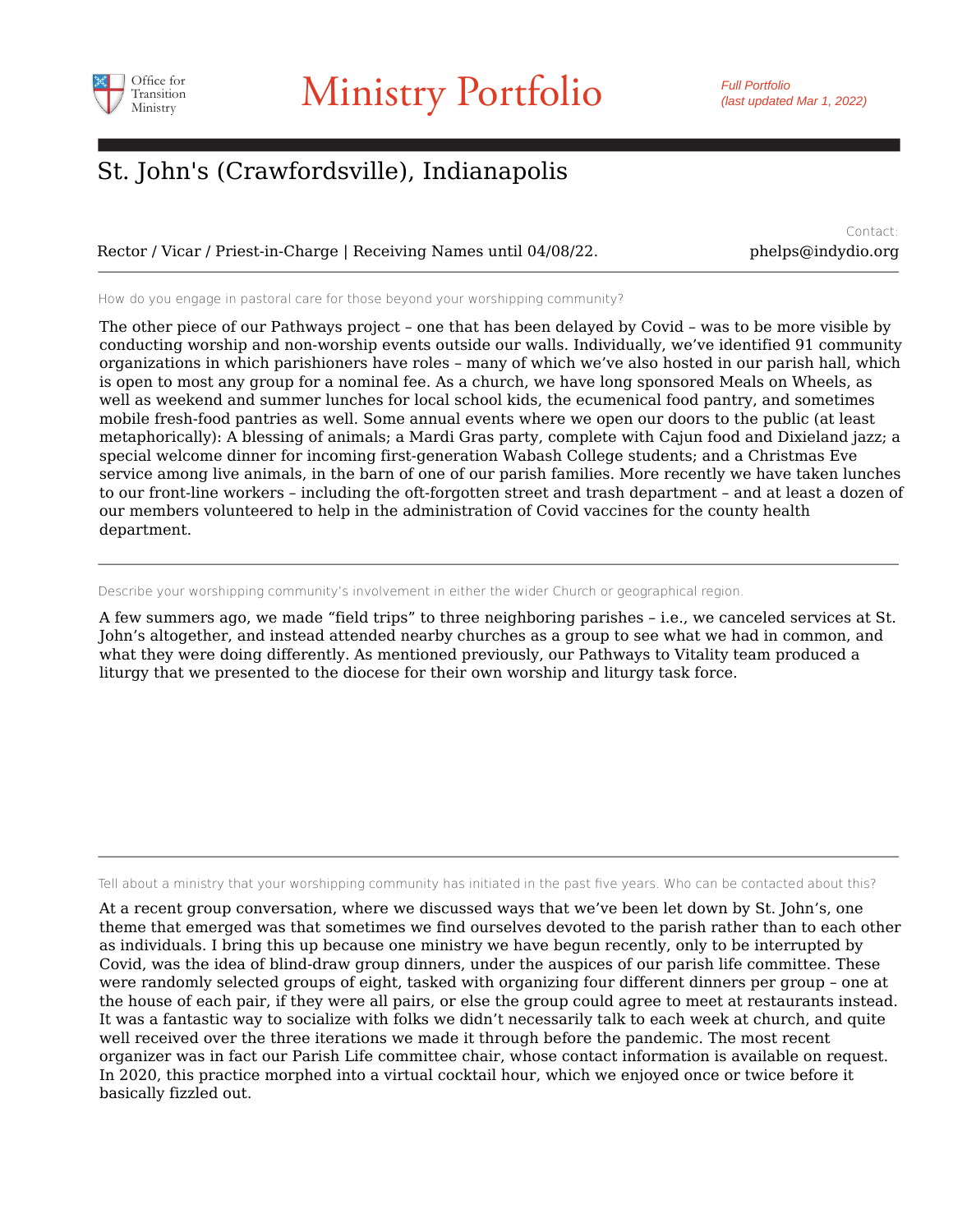# Ministry Portfolio

*Full Portfolio (last updated Mar 1, 2022)*

## St. John's (Crawfordsville), Indianapolis

Rector / Vicar / Priest-in-Charge | Receiving Names until 04/08/22.

Contact: phelps@indydio.org

---

How do you engage in pastoral care for those beyond your worshipping community?

The other piece of our Pathways project – one that has been delayed by Covid – was to be more visible by conducting worship and non-worship events outside our walls. Individually, we've identified 91 community organizations in which parishioners have roles – many of which we've also hosted in our parish hall, which is open to most any group for a nominal fee. As a church, we have long sponsored Meals on Wheels, as well as weekend and summer lunches for local school kids, the ecumenical food pantry, and sometimes mobile fresh-food pantries as well. Some annual events where we open our doors to the public (at least metaphorically): A blessing of animals; a Mardi Gras party, complete with Cajun food and Dixieland jazz; a special welcome dinner for incoming first-generation Wabash College students; and a Christmas Eve service among live animals, in the barn of one of our parish families. More recently we have taken lunches to our front-line workers – including the oft-forgotten street and trash department – and at least a dozen of our members volunteered to help in the administration of Covid vaccines for the county health department.

---

Describe your worshipping community's involvement in either the wider Church or geographical region.

A few summers ago, we made "field trips" to three neighboring parishes – i.e., we canceled services at St. John's altogether, and instead attended nearby churches as a group to see what we had in common, and what they were doing differently. As mentioned previously, our Pathways to Vitality team produced a liturgy that we presented to the diocese for their own worship and liturgy task force.

---

Tell about a ministry that your worshipping community has initiated in the past five years. Who can be contacted about this?

At a recent group conversation, where we discussed ways that we've been let down by St. John's, one theme that emerged was that sometimes we find ourselves devoted to the parish rather than to each other as individuals. I bring this up because one ministry we have begun recently, only to be interrupted by Covid, was the idea of blind-draw group dinners, under the auspices of our parish life committee. These were randomly selected groups of eight, tasked with organizing four different dinners per group – one at the house of each pair, if they were all pairs, or else the group could agree to meet at restaurants instead. It was a fantastic way to socialize with folks we didn't necessarily talk to each week at church, and quite well received over the three iterations we made it through before the pandemic. The most recent organizer was in fact our Parish Life committee chair, whose contact information is available on request. In 2020, this practice morphed into a virtual cocktail hour, which we enjoyed once or twice before it basically fizzled out.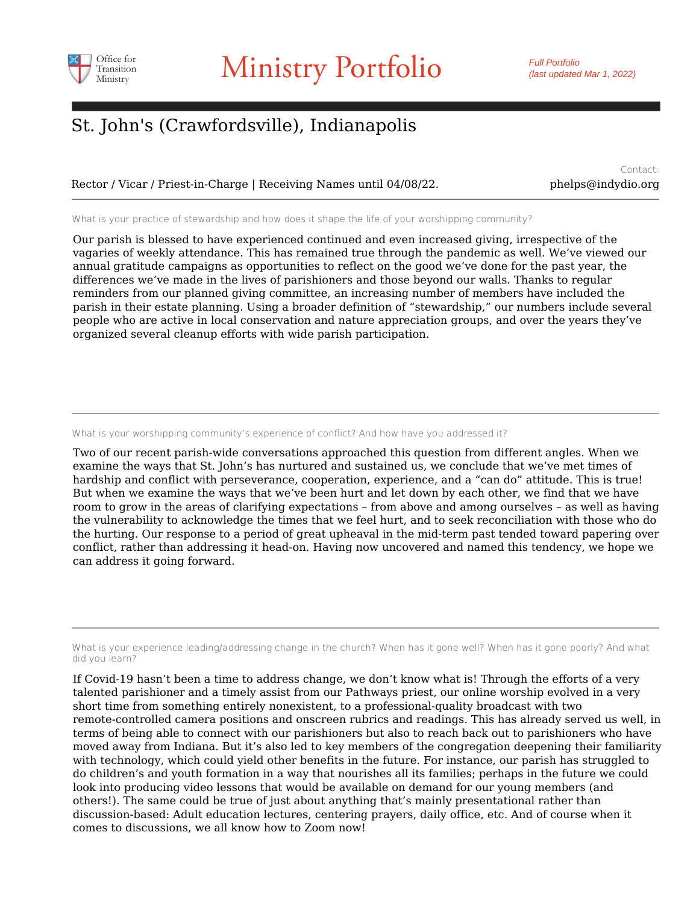# Ministry Portfolio

*Full Portfolio (last updated Mar 1, 2022)*

## St. John's (Crawfordsville), Indianapolis

Rector / Vicar / Priest-in-Charge | Receiving Names until 04/08/22.

Contact: phelps@indydio.org

---

What is your practice of stewardship and how does it shape the life of your worshipping community?

Our parish is blessed to have experienced continued and even increased giving, irrespective of the vagaries of weekly attendance. This has remained true through the pandemic as well. We've viewed our annual gratitude campaigns as opportunities to reflect on the good we've done for the past year, the differences we've made in the lives of parishioners and those beyond our walls. Thanks to regular reminders from our planned giving committee, an increasing number of members have included the parish in their estate planning. Using a broader definition of "stewardship," our numbers include several people who are active in local conservation and nature appreciation groups, and over the years they've organized several cleanup efforts with wide parish participation.

---

What is your worshipping community's experience of conflict? And how have you addressed it?

Two of our recent parish-wide conversations approached this question from different angles. When we examine the ways that St. John's has nurtured and sustained us, we conclude that we've met times of hardship and conflict with perseverance, cooperation, experience, and a "can do" attitude. This is true! But when we examine the ways that we've been hurt and let down by each other, we find that we have room to grow in the areas of clarifying expectations – from above and among ourselves – as well as having the vulnerability to acknowledge the times that we feel hurt, and to seek reconciliation with those who do the hurting. Our response to a period of great upheaval in the mid-term past tended toward papering over conflict, rather than addressing it head-on. Having now uncovered and named this tendency, we hope we can address it going forward.

---

What is your experience leading/addressing change in the church? When has it gone well? When has it gone poorly? And what did you learn?

If Covid-19 hasn't been a time to address change, we don't know what is! Through the efforts of a very talented parishioner and a timely assist from our Pathways priest, our online worship evolved in a very short time from something entirely nonexistent, to a professional-quality broadcast with two remote-controlled camera positions and onscreen rubrics and readings. This has already served us well, in terms of being able to connect with our parishioners but also to reach back out to parishioners who have moved away from Indiana. But it's also led to key members of the congregation deepening their familiarity with technology, which could yield other benefits in the future. For instance, our parish has struggled to do children's and youth formation in a way that nourishes all its families; perhaps in the future we could look into producing video lessons that would be available on demand for our young members (and others!). The same could be true of just about anything that's mainly presentational rather than discussion-based: Adult education lectures, centering prayers, daily office, etc. And of course when it comes to discussions, we all know how to Zoom now!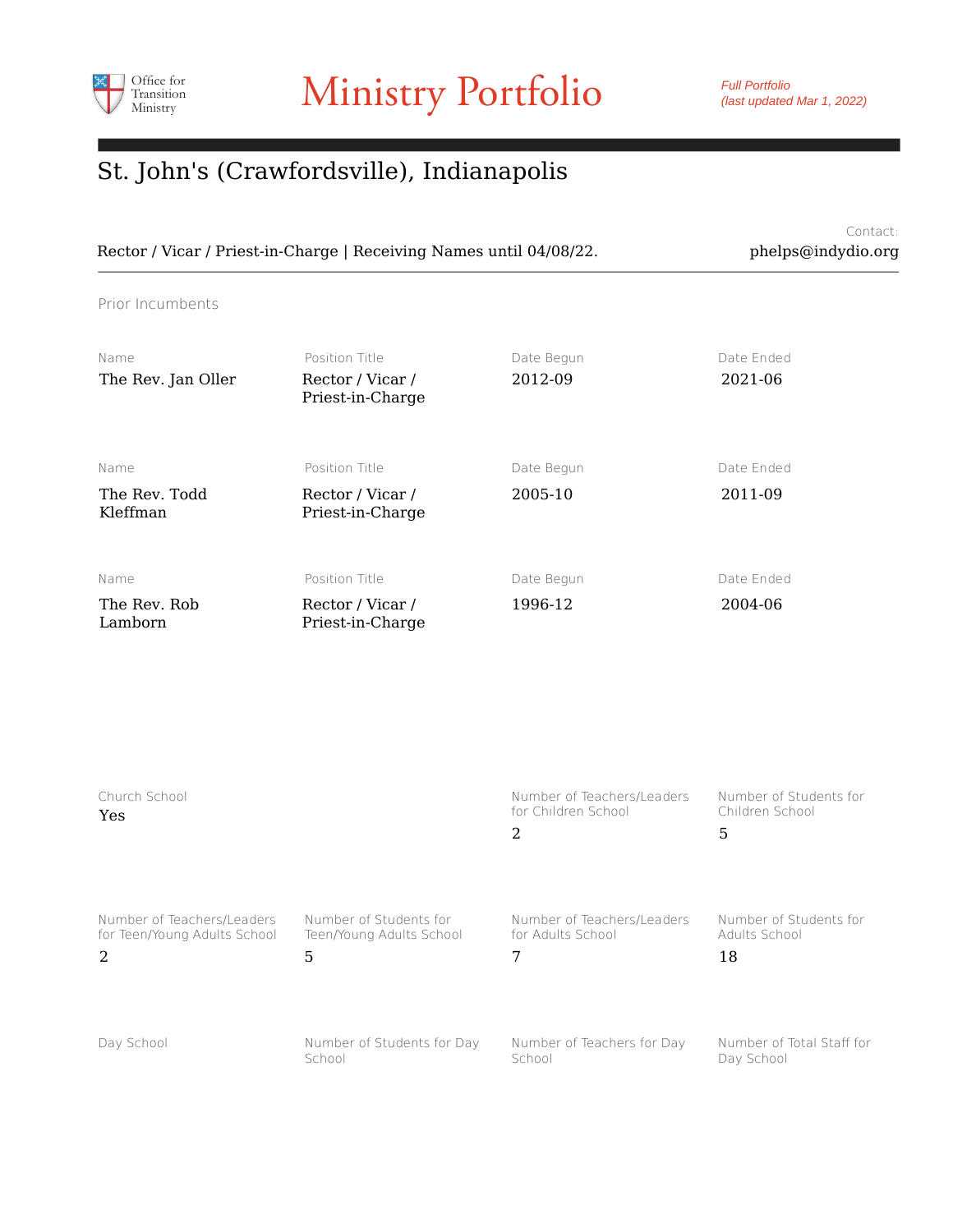Office for Transition Ministry

# Ministry Portfolio

*Full Portfolio (last updated Mar 1, 2022)*

## St. John's (Crawfordsville), Indianapolis

Rector / Vicar / Priest-in-Charge | Receiving Names until 04/08/22.

Contact: phelps@indydio.org

### Prior Incumbents

| Name | Position Title | Date Begun | Date Ended |
|---|---|---|---|
| The Rev. Jan Oller | Rector / Vicar / Priest-in-Charge | 2012-09 | 2021-06 |
| The Rev. Todd Kleffman | Rector / Vicar / Priest-in-Charge | 2005-10 | 2011-09 |
| The Rev. Rob Lamborn | Rector / Vicar / Priest-in-Charge | 1996-12 | 2004-06 |

| Church School | Number of Teachers/Leaders for Children School | Number of Students for Children School |
|---|---|---|
| Yes | 2 | 5 |

| Number of Teachers/Leaders for Teen/Young Adults School | Number of Students for Teen/Young Adults School | Number of Teachers/Leaders for Adults School | Number of Students for Adults School |
|---|---|---|---|
| 2 | 5 | 7 | 18 |

| Day School | Number of Students for Day School | Number of Teachers for Day School | Number of Total Staff for Day School |
|---|---|---|---|
| | | | |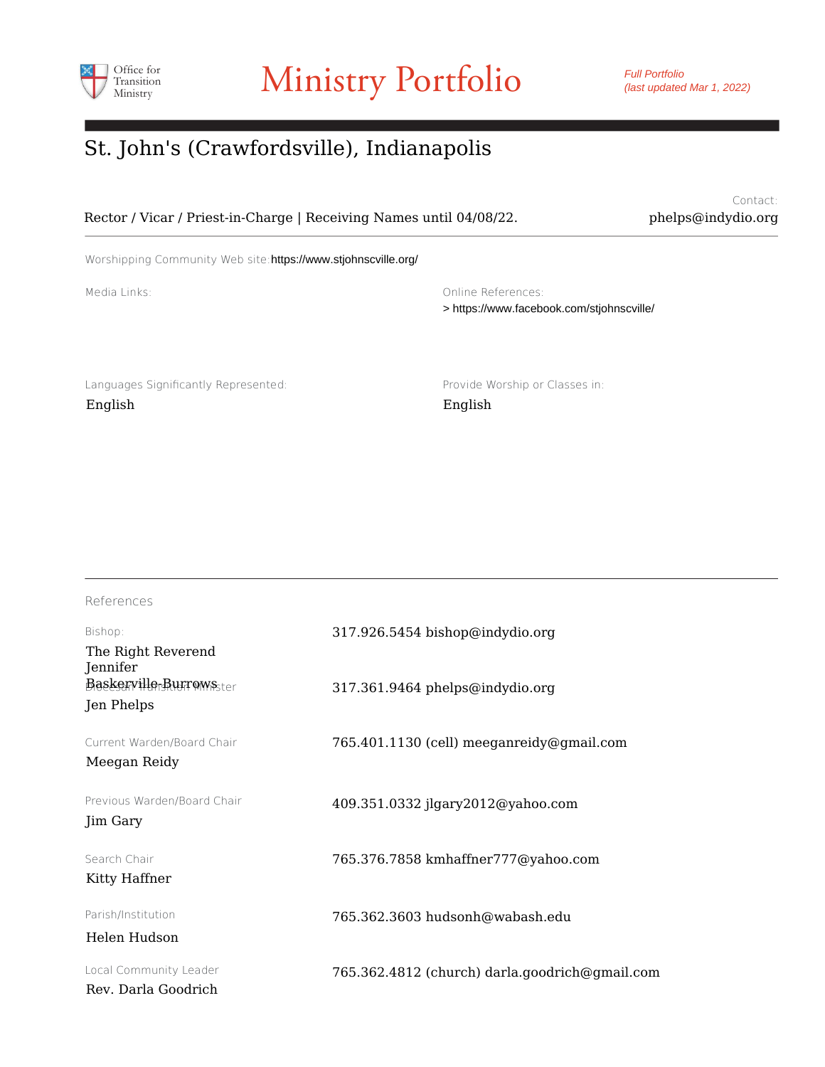Office for Transition Ministry

# Ministry Portfolio

*Full Portfolio (last updated Mar 1, 2022)*

## St. John's (Crawfordsville), Indianapolis

Rector / Vicar / Priest-in-Charge | Receiving Names until 04/08/22.

Contact: phelps@indydio.org

Worshipping Community Web site: https://www.stjohnscville.org/

Media Links:

Online References:
> https://www.facebook.com/stjohnscville/

Languages Significantly Represented:
English

Provide Worship or Classes in:
English

### References

Bishop:
The Right Reverend Jennifer Baskerville-Burrows
317.926.5454 bishop@indydio.org

Diocesan Transition Minister
Jen Phelps
317.361.9464 phelps@indydio.org

Current Warden/Board Chair
Meegan Reidy
765.401.1130 (cell) meeganreidy@gmail.com

Previous Warden/Board Chair
Jim Gary
409.351.0332 jlgary2012@yahoo.com

Search Chair
Kitty Haffner
765.376.7858 kmhaffner777@yahoo.com

Parish/Institution
Helen Hudson
765.362.3603 hudsonh@wabash.edu

Local Community Leader
Rev. Darla Goodrich
765.362.4812 (church) darla.goodrich@gmail.com